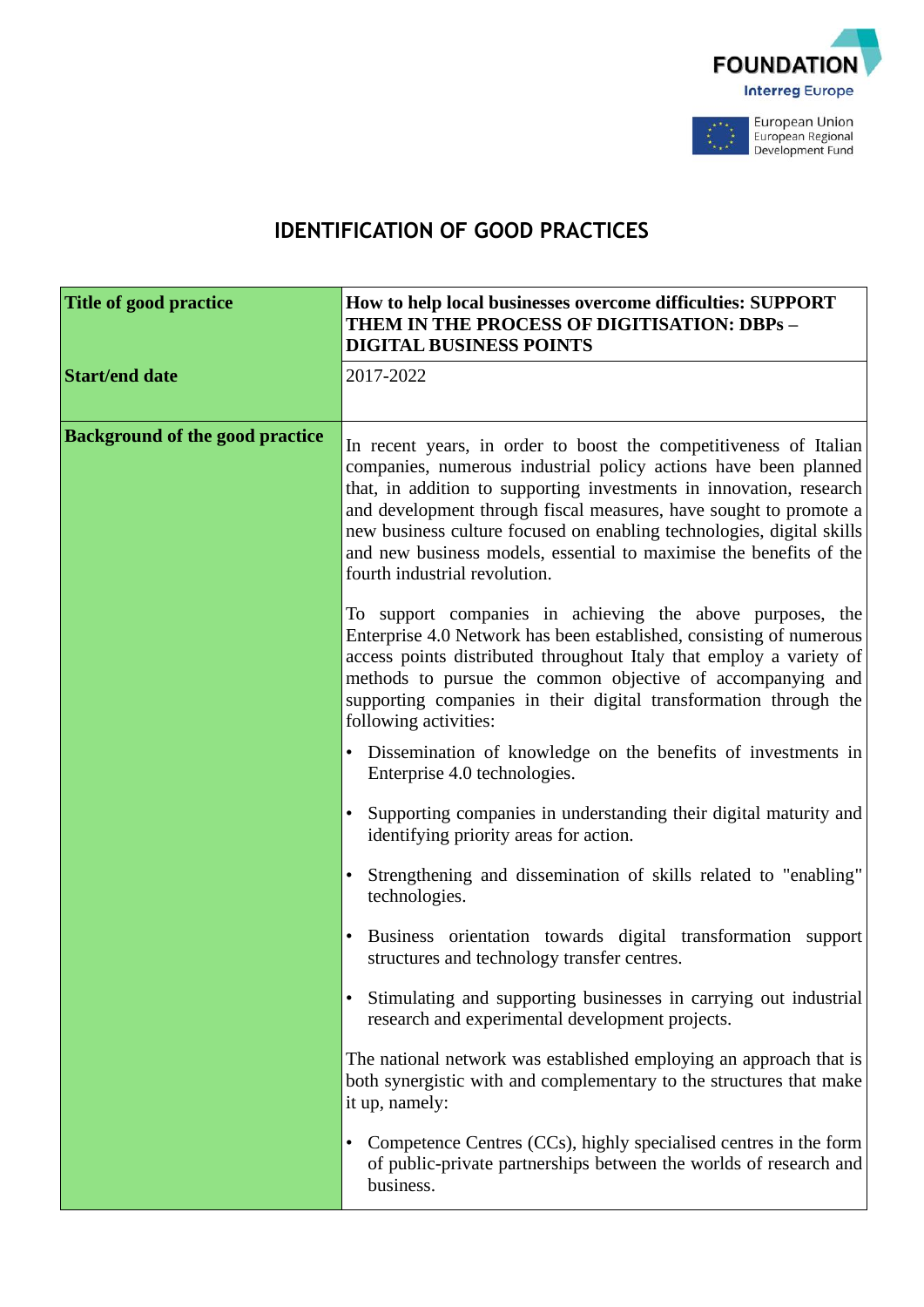FOUNDATION

Interreg Europe

European Union
European Regional
Development Fund

# IDENTIFICATION OF GOOD PRACTICES

| | |
|---|---|
| **Title of good practice** | **How to help local businesses overcome difficulties: SUPPORT THEM IN THE PROCESS OF DIGITISATION: DBPs – DIGITAL BUSINESS POINTS** |
| **Start/end date** | 2017-2022 |
| **Background of the good practice** | In recent years, in order to boost the competitiveness of Italian companies, numerous industrial policy actions have been planned that, in addition to supporting investments in innovation, research and development through fiscal measures, have sought to promote a new business culture focused on enabling technologies, digital skills and new business models, essential to maximise the benefits of the fourth industrial revolution.<br><br>To support companies in achieving the above purposes, the Enterprise 4.0 Network has been established, consisting of numerous access points distributed throughout Italy that employ a variety of methods to pursue the common objective of accompanying and supporting companies in their digital transformation through the following activities:<br><br>• Dissemination of knowledge on the benefits of investments in Enterprise 4.0 technologies.<br>• Supporting companies in understanding their digital maturity and identifying priority areas for action.<br>• Strengthening and dissemination of skills related to "enabling" technologies.<br>• Business orientation towards digital transformation support structures and technology transfer centres.<br>• Stimulating and supporting businesses in carrying out industrial research and experimental development projects.<br><br>The national network was established employing an approach that is both synergistic with and complementary to the structures that make it up, namely:<br><br>• Competence Centres (CCs), highly specialised centres in the form of public-private partnerships between the worlds of research and business. |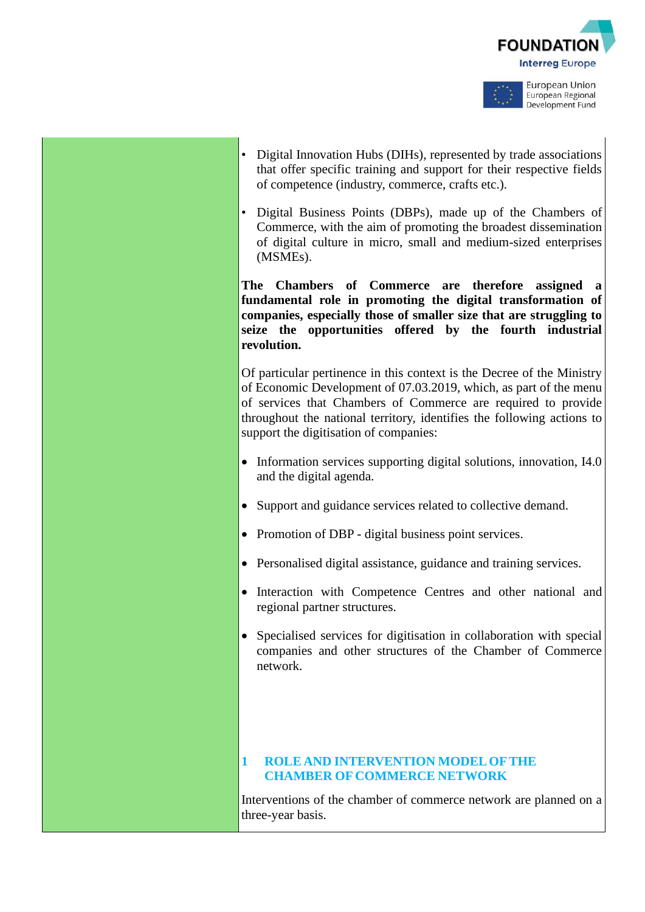- Digital Innovation Hubs (DIHs), represented by trade associations that offer specific training and support for their respective fields of competence (industry, commerce, crafts etc.).
- Digital Business Points (DBPs), made up of the Chambers of Commerce, with the aim of promoting the broadest dissemination of digital culture in micro, small and medium-sized enterprises (MSMEs).

**The Chambers of Commerce are therefore assigned a fundamental role in promoting the digital transformation of companies, especially those of smaller size that are struggling to seize the opportunities offered by the fourth industrial revolution.**

Of particular pertinence in this context is the Decree of the Ministry of Economic Development of 07.03.2019, which, as part of the menu of services that Chambers of Commerce are required to provide throughout the national territory, identifies the following actions to support the digitisation of companies:

- Information services supporting digital solutions, innovation, I4.0 and the digital agenda.
- Support and guidance services related to collective demand.
- Promotion of DBP - digital business point services.
- Personalised digital assistance, guidance and training services.
- Interaction with Competence Centres and other national and regional partner structures.
- Specialised services for digitisation in collaboration with special companies and other structures of the Chamber of Commerce network.

# 1 ROLE AND INTERVENTION MODEL OF THE CHAMBER OF COMMERCE NETWORK

Interventions of the chamber of commerce network are planned on a three-year basis.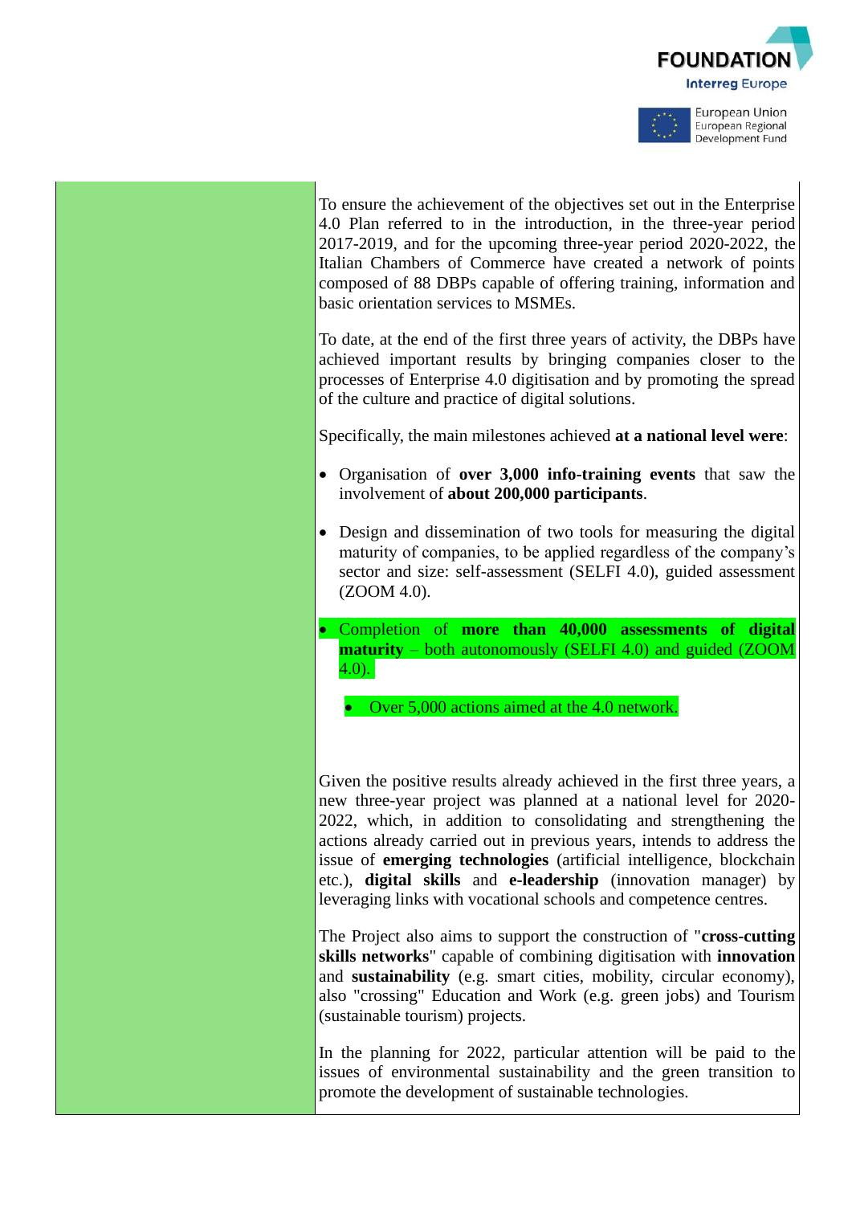To ensure the achievement of the objectives set out in the Enterprise 4.0 Plan referred to in the introduction, in the three-year period 2017-2019, and for the upcoming three-year period 2020-2022, the Italian Chambers of Commerce have created a network of points composed of 88 DBPs capable of offering training, information and basic orientation services to MSMEs.

To date, at the end of the first three years of activity, the DBPs have achieved important results by bringing companies closer to the processes of Enterprise 4.0 digitisation and by promoting the spread of the culture and practice of digital solutions.

Specifically, the main milestones achieved **at a national level were**:

- Organisation of **over 3,000 info-training events** that saw the involvement of **about 200,000 participants**.
- Design and dissemination of two tools for measuring the digital maturity of companies, to be applied regardless of the company's sector and size: self-assessment (SELFI 4.0), guided assessment (ZOOM 4.0).
- Completion of **more than 40,000 assessments of digital maturity** – both autonomously (SELFI 4.0) and guided (ZOOM 4.0).
    - Over 5,000 actions aimed at the 4.0 network.

Given the positive results already achieved in the first three years, a new three-year project was planned at a national level for 2020-2022, which, in addition to consolidating and strengthening the actions already carried out in previous years, intends to address the issue of **emerging technologies** (artificial intelligence, blockchain etc.), **digital skills** and **e-leadership** (innovation manager) by leveraging links with vocational schools and competence centres.

The Project also aims to support the construction of "**cross-cutting skills networks**" capable of combining digitisation with **innovation** and **sustainability** (e.g. smart cities, mobility, circular economy), also "crossing" Education and Work (e.g. green jobs) and Tourism (sustainable tourism) projects.

In the planning for 2022, particular attention will be paid to the issues of environmental sustainability and the green transition to promote the development of sustainable technologies.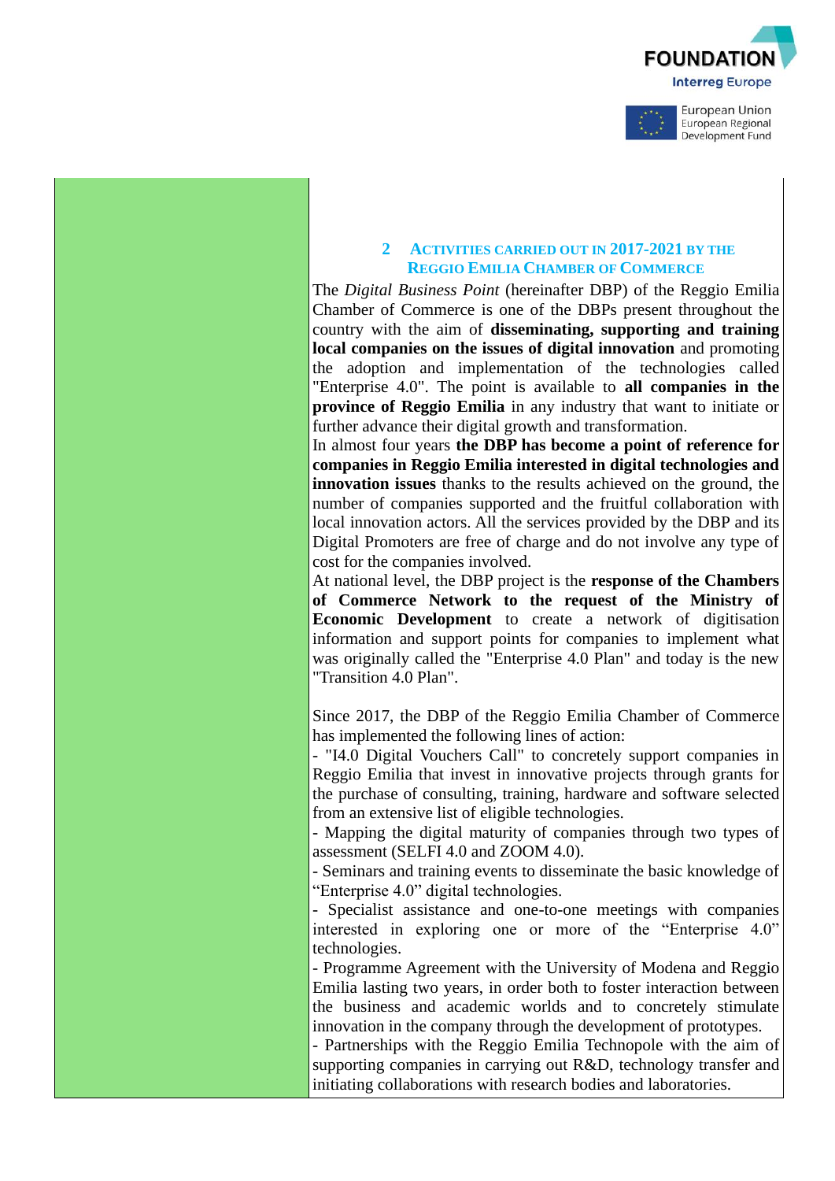## 2 ACTIVITIES CARRIED OUT IN 2017-2021 BY THE REGGIO EMILIA CHAMBER OF COMMERCE

The *Digital Business Point* (hereinafter DBP) of the Reggio Emilia Chamber of Commerce is one of the DBPs present throughout the country with the aim of **disseminating, supporting and training local companies on the issues of digital innovation** and promoting the adoption and implementation of the technologies called "Enterprise 4.0". The point is available to **all companies in the province of Reggio Emilia** in any industry that want to initiate or further advance their digital growth and transformation.

In almost four years **the DBP has become a point of reference for companies in Reggio Emilia interested in digital technologies and innovation issues** thanks to the results achieved on the ground, the number of companies supported and the fruitful collaboration with local innovation actors. All the services provided by the DBP and its Digital Promoters are free of charge and do not involve any type of cost for the companies involved.

At national level, the DBP project is the **response of the Chambers of Commerce Network to the request of the Ministry of Economic Development** to create a network of digitisation information and support points for companies to implement what was originally called the "Enterprise 4.0 Plan" and today is the new "Transition 4.0 Plan".

Since 2017, the DBP of the Reggio Emilia Chamber of Commerce has implemented the following lines of action:

- "I4.0 Digital Vouchers Call" to concretely support companies in Reggio Emilia that invest in innovative projects through grants for the purchase of consulting, training, hardware and software selected from an extensive list of eligible technologies.
- Mapping the digital maturity of companies through two types of assessment (SELFI 4.0 and ZOOM 4.0).
- Seminars and training events to disseminate the basic knowledge of "Enterprise 4.0" digital technologies.
- Specialist assistance and one-to-one meetings with companies interested in exploring one or more of the "Enterprise 4.0" technologies.
- Programme Agreement with the University of Modena and Reggio Emilia lasting two years, in order both to foster interaction between the business and academic worlds and to concretely stimulate innovation in the company through the development of prototypes.
- Partnerships with the Reggio Emilia Technopole with the aim of supporting companies in carrying out R&D, technology transfer and initiating collaborations with research bodies and laboratories.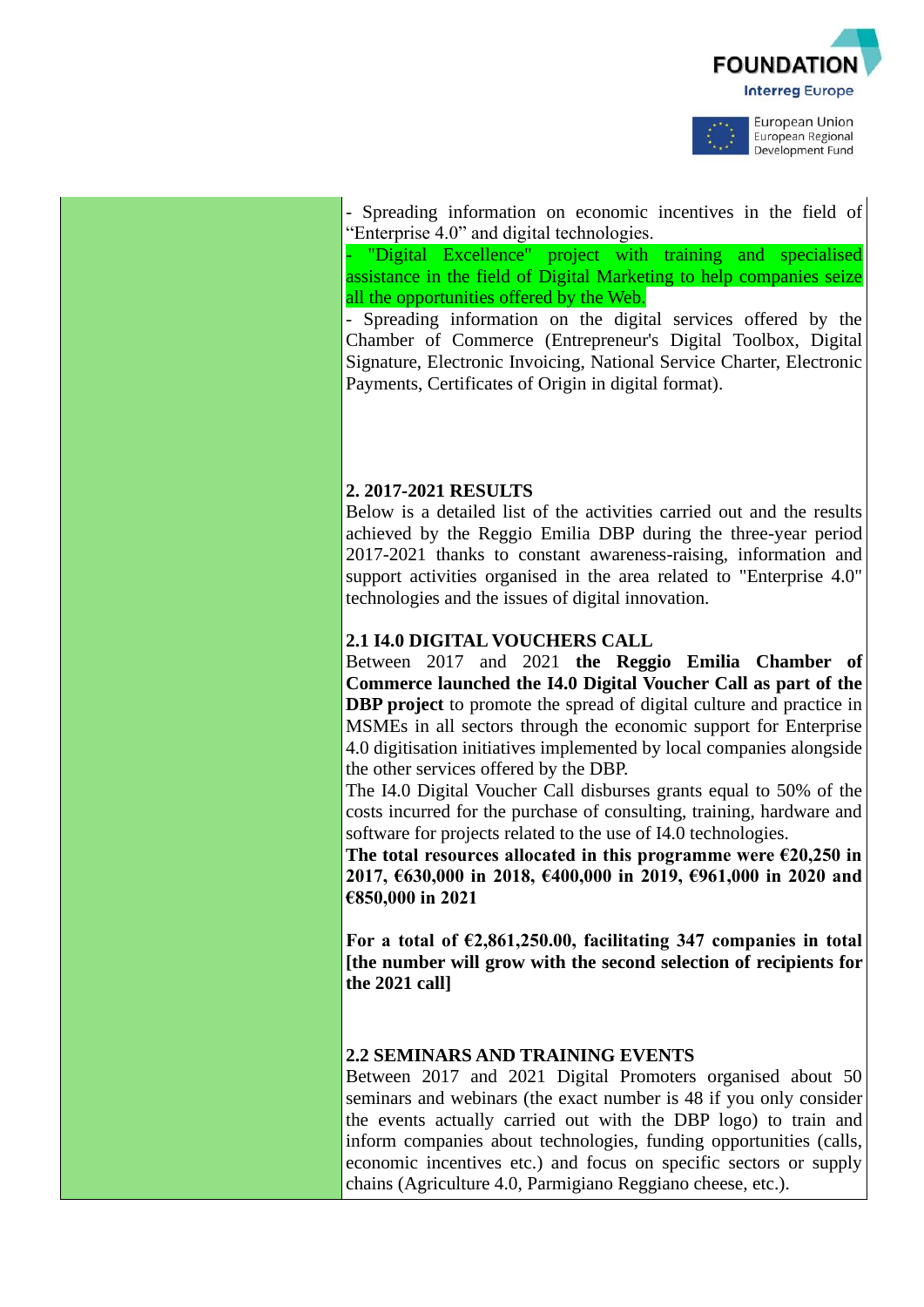- Spreading information on economic incentives in the field of “Enterprise 4.0” and digital technologies.

- "Digital Excellence" project with training and specialised assistance in the field of Digital Marketing to help companies seize all the opportunities offered by the Web.

- Spreading information on the digital services offered by the Chamber of Commerce (Entrepreneur's Digital Toolbox, Digital Signature, Electronic Invoicing, National Service Charter, Electronic Payments, Certificates of Origin in digital format).

## 2. 2017-2021 RESULTS

Below is a detailed list of the activities carried out and the results achieved by the Reggio Emilia DBP during the three-year period 2017-2021 thanks to constant awareness-raising, information and support activities organised in the area related to "Enterprise 4.0" technologies and the issues of digital innovation.

### 2.1 I4.0 DIGITAL VOUCHERS CALL

Between 2017 and 2021 **the Reggio Emilia Chamber of Commerce launched the I4.0 Digital Voucher Call as part of the DBP project** to promote the spread of digital culture and practice in MSMEs in all sectors through the economic support for Enterprise 4.0 digitisation initiatives implemented by local companies alongside the other services offered by the DBP.

The I4.0 Digital Voucher Call disburses grants equal to 50% of the costs incurred for the purchase of consulting, training, hardware and software for projects related to the use of I4.0 technologies.

**The total resources allocated in this programme were €20,250 in 2017, €630,000 in 2018, €400,000 in 2019, €961,000 in 2020 and €850,000 in 2021**

**For a total of €2,861,250.00, facilitating 347 companies in total [the number will grow with the second selection of recipients for the 2021 call]**

### 2.2 SEMINARS AND TRAINING EVENTS

Between 2017 and 2021 Digital Promoters organised about 50 seminars and webinars (the exact number is 48 if you only consider the events actually carried out with the DBP logo) to train and inform companies about technologies, funding opportunities (calls, economic incentives etc.) and focus on specific sectors or supply chains (Agriculture 4.0, Parmigiano Reggiano cheese, etc.).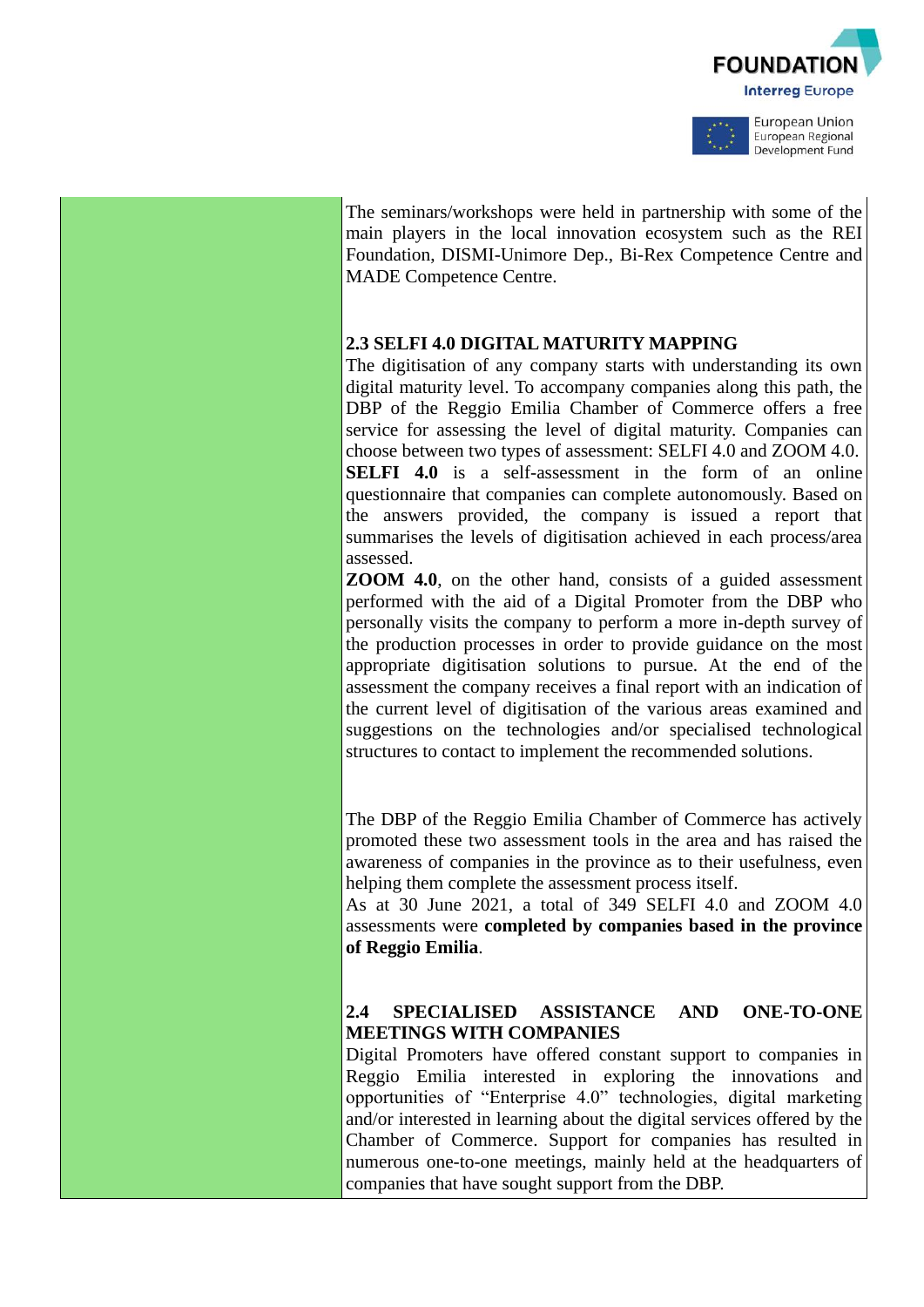The seminars/workshops were held in partnership with some of the main players in the local innovation ecosystem such as the REI Foundation, DISMI-Unimore Dep., Bi-Rex Competence Centre and MADE Competence Centre.

**2.3 SELFI 4.0 DIGITAL MATURITY MAPPING**

The digitisation of any company starts with understanding its own digital maturity level. To accompany companies along this path, the DBP of the Reggio Emilia Chamber of Commerce offers a free service for assessing the level of digital maturity. Companies can choose between two types of assessment: SELFI 4.0 and ZOOM 4.0.

**SELFI 4.0** is a self-assessment in the form of an online questionnaire that companies can complete autonomously. Based on the answers provided, the company is issued a report that summarises the levels of digitisation achieved in each process/area assessed.

**ZOOM 4.0**, on the other hand, consists of a guided assessment performed with the aid of a Digital Promoter from the DBP who personally visits the company to perform a more in-depth survey of the production processes in order to provide guidance on the most appropriate digitisation solutions to pursue. At the end of the assessment the company receives a final report with an indication of the current level of digitisation of the various areas examined and suggestions on the technologies and/or specialised technological structures to contact to implement the recommended solutions.

The DBP of the Reggio Emilia Chamber of Commerce has actively promoted these two assessment tools in the area and has raised the awareness of companies in the province as to their usefulness, even helping them complete the assessment process itself.

As at 30 June 2021, a total of 349 SELFI 4.0 and ZOOM 4.0 assessments were **completed by companies based in the province of Reggio Emilia**.

**2.4 SPECIALISED ASSISTANCE AND ONE-TO-ONE MEETINGS WITH COMPANIES**

Digital Promoters have offered constant support to companies in Reggio Emilia interested in exploring the innovations and opportunities of "Enterprise 4.0" technologies, digital marketing and/or interested in learning about the digital services offered by the Chamber of Commerce. Support for companies has resulted in numerous one-to-one meetings, mainly held at the headquarters of companies that have sought support from the DBP.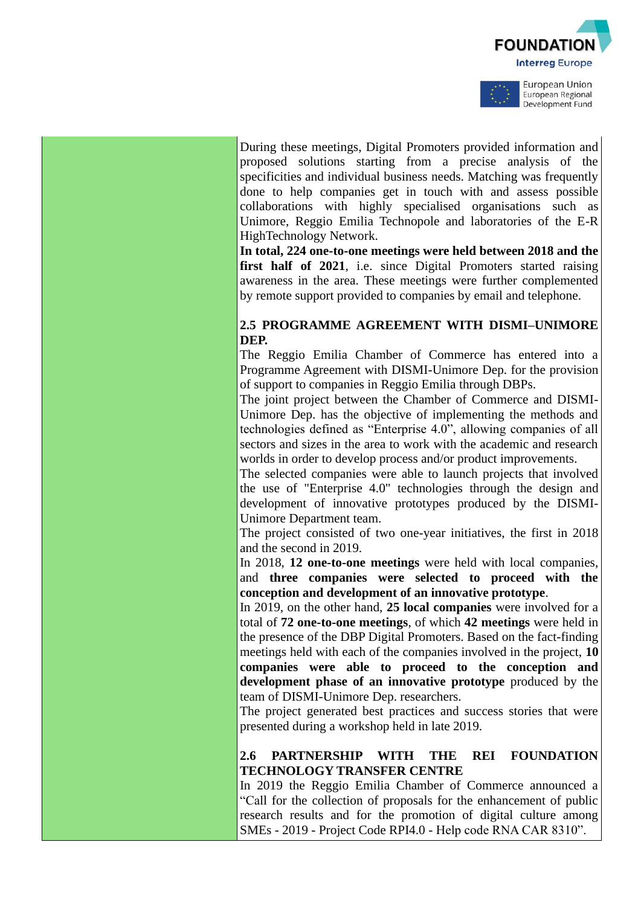During these meetings, Digital Promoters provided information and proposed solutions starting from a precise analysis of the specificities and individual business needs. Matching was frequently done to help companies get in touch with and assess possible collaborations with highly specialised organisations such as Unimore, Reggio Emilia Technopole and laboratories of the E-R HighTechnology Network.

**In total, 224 one-to-one meetings were held between 2018 and the first half of 2021**, i.e. since Digital Promoters started raising awareness in the area. These meetings were further complemented by remote support provided to companies by email and telephone.

### 2.5 PROGRAMME AGREEMENT WITH DISMI–UNIMORE DEP.

The Reggio Emilia Chamber of Commerce has entered into a Programme Agreement with DISMI-Unimore Dep. for the provision of support to companies in Reggio Emilia through DBPs.

The joint project between the Chamber of Commerce and DISMI-Unimore Dep. has the objective of implementing the methods and technologies defined as "Enterprise 4.0", allowing companies of all sectors and sizes in the area to work with the academic and research worlds in order to develop process and/or product improvements.

The selected companies were able to launch projects that involved the use of "Enterprise 4.0" technologies through the design and development of innovative prototypes produced by the DISMI-Unimore Department team.

The project consisted of two one-year initiatives, the first in 2018 and the second in 2019.

In 2018, **12 one-to-one meetings** were held with local companies, and **three companies were selected to proceed with the conception and development of an innovative prototype**.

In 2019, on the other hand, **25 local companies** were involved for a total of **72 one-to-one meetings**, of which **42 meetings** were held in the presence of the DBP Digital Promoters. Based on the fact-finding meetings held with each of the companies involved in the project, **10 companies were able to proceed to the conception and development phase of an innovative prototype** produced by the team of DISMI-Unimore Dep. researchers.

The project generated best practices and success stories that were presented during a workshop held in late 2019.

### 2.6 PARTNERSHIP WITH THE REI FOUNDATION TECHNOLOGY TRANSFER CENTRE

In 2019 the Reggio Emilia Chamber of Commerce announced a "Call for the collection of proposals for the enhancement of public research results and for the promotion of digital culture among SMEs - 2019 - Project Code RPI4.0 - Help code RNA CAR 8310".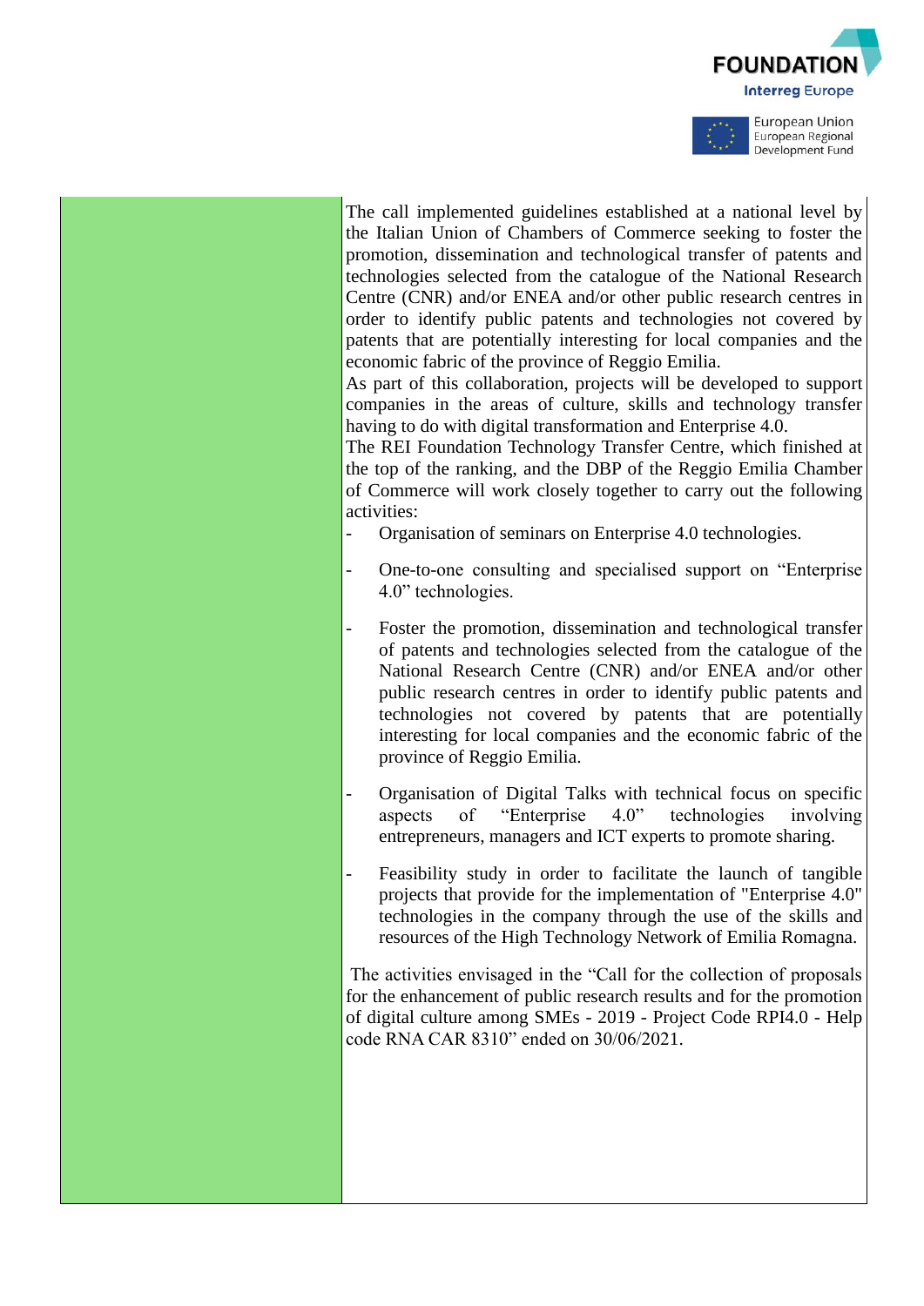| | |
|---|---|
| | The call implemented guidelines established at a national level by the Italian Union of Chambers of Commerce seeking to foster the promotion, dissemination and technological transfer of patents and technologies selected from the catalogue of the National Research Centre (CNR) and/or ENEA and/or other public research centres in order to identify public patents and technologies not covered by patents that are potentially interesting for local companies and the economic fabric of the province of Reggio Emilia.<br>As part of this collaboration, projects will be developed to support companies in the areas of culture, skills and technology transfer having to do with digital transformation and Enterprise 4.0.<br>The REI Foundation Technology Transfer Centre, which finished at the top of the ranking, and the DBP of the Reggio Emilia Chamber of Commerce will work closely together to carry out the following activities:<br>- Organisation of seminars on Enterprise 4.0 technologies.<br>- One-to-one consulting and specialised support on "Enterprise 4.0" technologies.<br>- Foster the promotion, dissemination and technological transfer of patents and technologies selected from the catalogue of the National Research Centre (CNR) and/or ENEA and/or other public research centres in order to identify public patents and technologies not covered by patents that are potentially interesting for local companies and the economic fabric of the province of Reggio Emilia.<br>- Organisation of Digital Talks with technical focus on specific aspects of "Enterprise 4.0" technologies involving entrepreneurs, managers and ICT experts to promote sharing.<br>- Feasibility study in order to facilitate the launch of tangible projects that provide for the implementation of "Enterprise 4.0" technologies in the company through the use of the skills and resources of the High Technology Network of Emilia Romagna.<br><br>The activities envisaged in the "Call for the collection of proposals for the enhancement of public research results and for the promotion of digital culture among SMEs - 2019 - Project Code RPI4.0 - Help code RNA CAR 8310" ended on 30/06/2021. |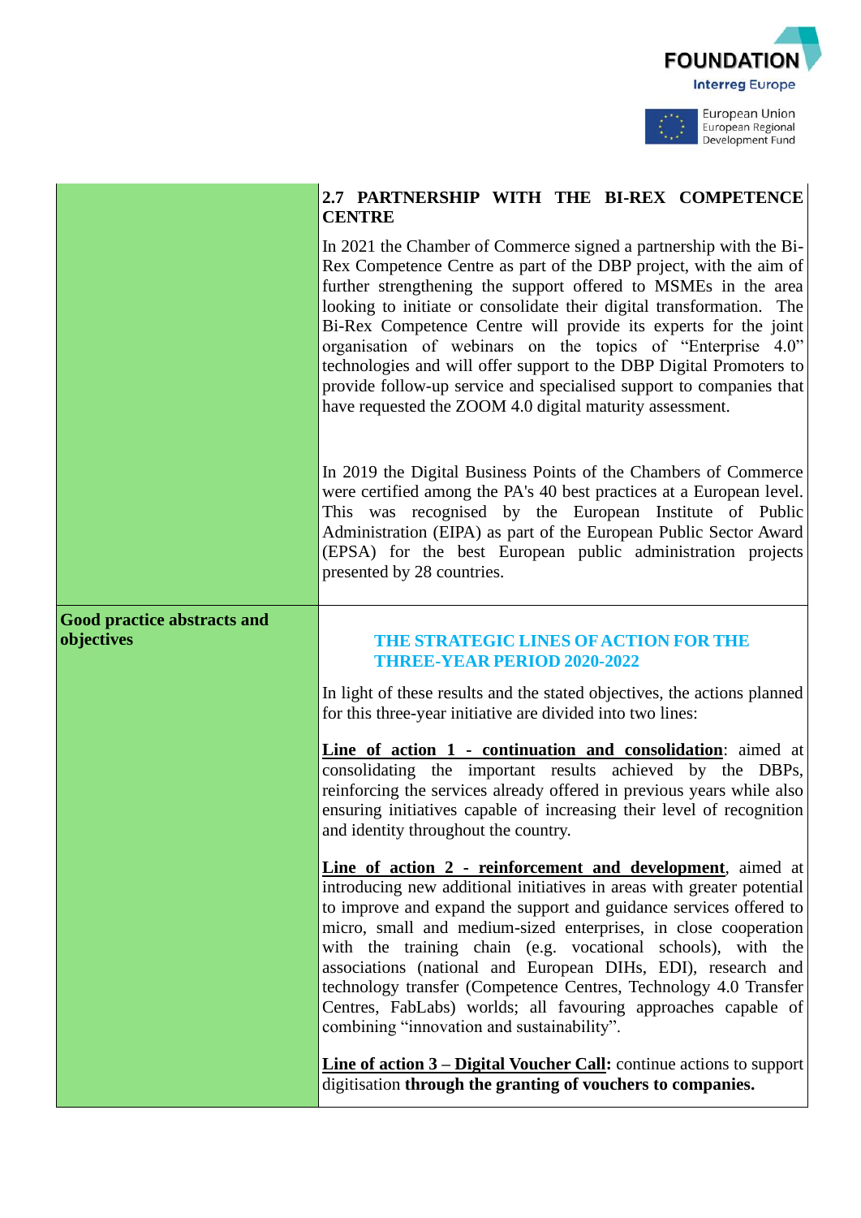| | |
|---|---|
| | **2.7 PARTNERSHIP WITH THE BI-REX COMPETENCE CENTRE**<br><br>In 2021 the Chamber of Commerce signed a partnership with the Bi-Rex Competence Centre as part of the DBP project, with the aim of further strengthening the support offered to MSMEs in the area looking to initiate or consolidate their digital transformation. The Bi-Rex Competence Centre will provide its experts for the joint organisation of webinars on the topics of "Enterprise 4.0" technologies and will offer support to the DBP Digital Promoters to provide follow-up service and specialised support to companies that have requested the ZOOM 4.0 digital maturity assessment.<br><br>In 2019 the Digital Business Points of the Chambers of Commerce were certified among the PA's 40 best practices at a European level. This was recognised by the European Institute of Public Administration (EIPA) as part of the European Public Sector Award (EPSA) for the best European public administration projects presented by 28 countries. |
| **Good practice abstracts and objectives** | **THE STRATEGIC LINES OF ACTION FOR THE THREE-YEAR PERIOD 2020-2022**<br><br>In light of these results and the stated objectives, the actions planned for this three-year initiative are divided into two lines:<br><br>**Line of action 1 - continuation and consolidation**: aimed at consolidating the important results achieved by the DBPs, reinforcing the services already offered in previous years while also ensuring initiatives capable of increasing their level of recognition and identity throughout the country.<br><br>**Line of action 2 - reinforcement and development**, aimed at introducing new additional initiatives in areas with greater potential to improve and expand the support and guidance services offered to micro, small and medium-sized enterprises, in close cooperation with the training chain (e.g. vocational schools), with the associations (national and European DIHs, EDI), research and technology transfer (Competence Centres, Technology 4.0 Transfer Centres, FabLabs) worlds; all favouring approaches capable of combining "innovation and sustainability".<br><br>**Line of action 3 – Digital Voucher Call:** continue actions to support digitisation **through the granting of vouchers to companies.** |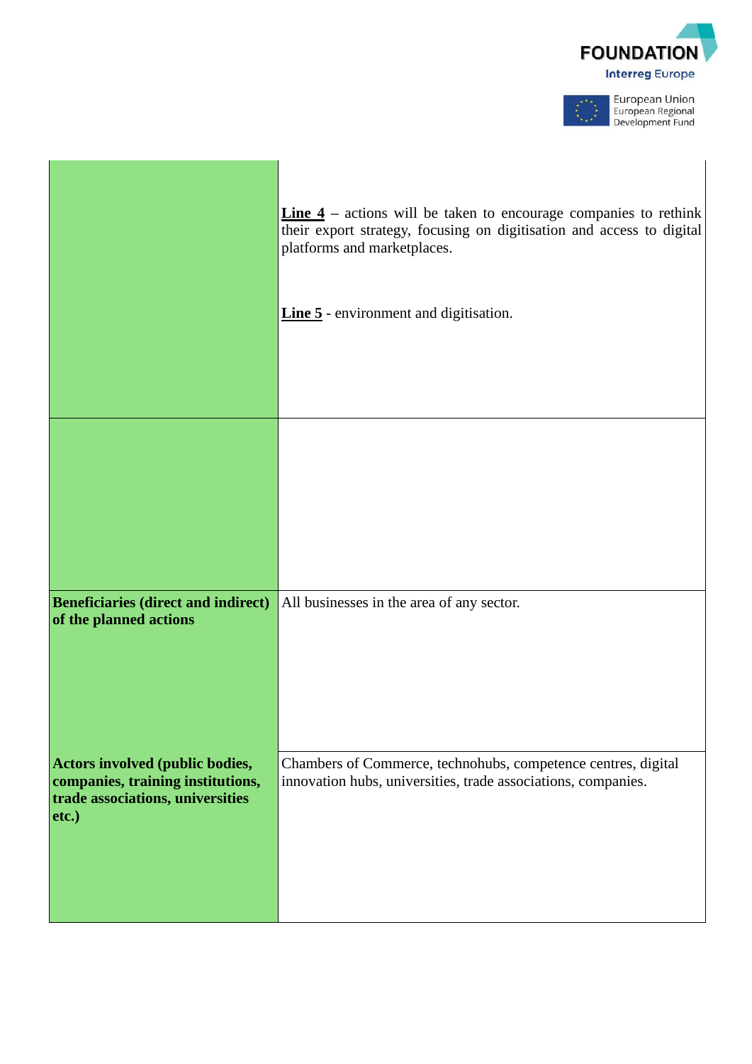| | |
|---|---|
| | **Line 4** – actions will be taken to encourage companies to rethink their export strategy, focusing on digitisation and access to digital platforms and marketplaces.<br><br>**Line 5** - environment and digitisation. |
| | |
| **Beneficiaries (direct and indirect) of the planned actions** | All businesses in the area of any sector. |
| **Actors involved (public bodies, companies, training institutions, trade associations, universities etc.)** | Chambers of Commerce, technohubs, competence centres, digital innovation hubs, universities, trade associations, companies. |